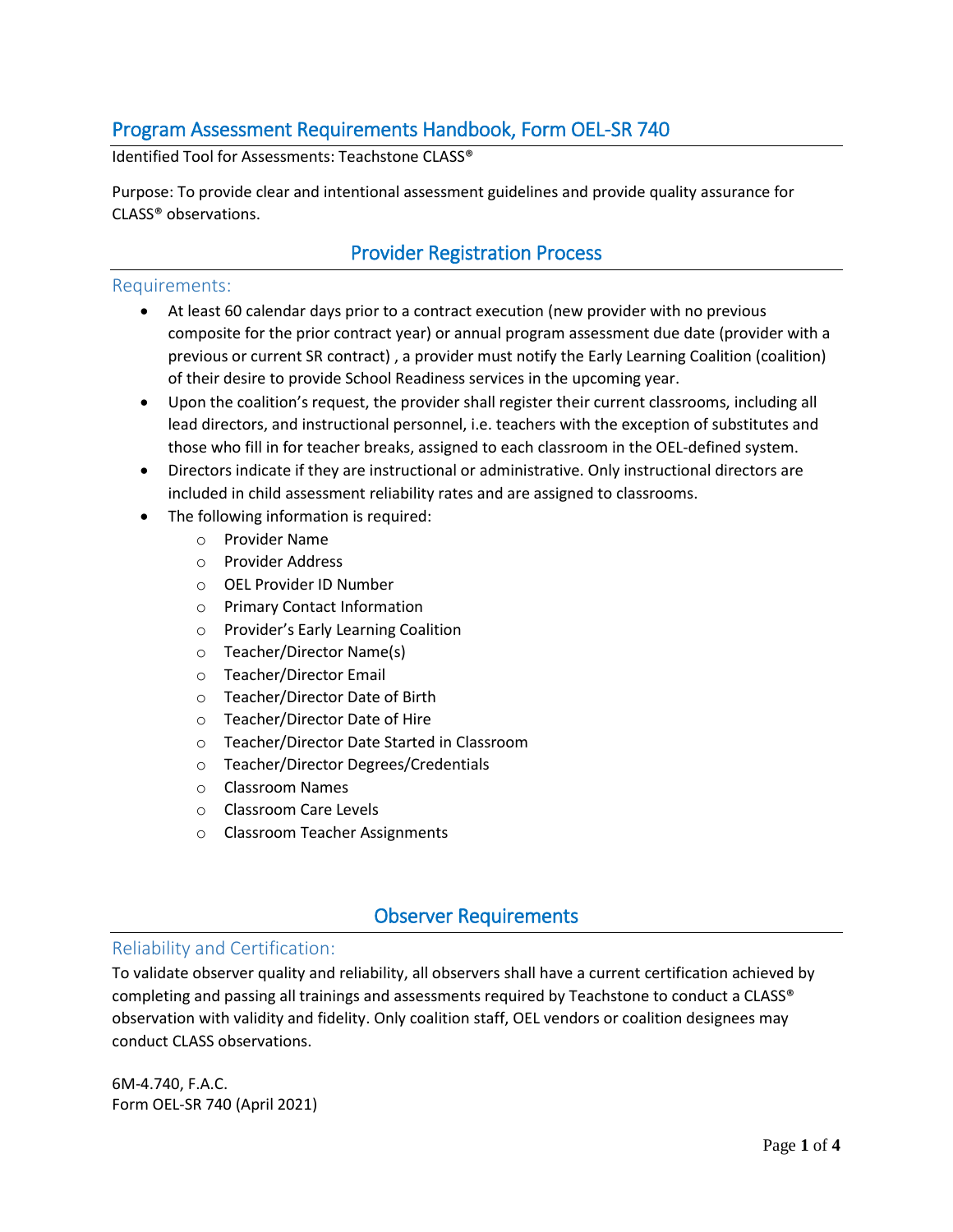# Program Assessment Requirements Handbook, Form OEL-SR 740

Identified Tool for Assessments: Teachstone CLASS®

Purpose: To provide clear and intentional assessment guidelines and provide quality assurance for CLASS® observations.

## Provider Registration Process

### Requirements:

- At least 60 calendar days prior to a contract execution (new provider with no previous composite for the prior contract year) or annual program assessment due date (provider with a previous or current SR contract) , a provider must notify the Early Learning Coalition (coalition) of their desire to provide School Readiness services in the upcoming year.
- Upon the coalition's request, the provider shall register their current classrooms, including all lead directors, and instructional personnel, i.e. teachers with the exception of substitutes and those who fill in for teacher breaks, assigned to each classroom in the OEL-defined system.
- Directors indicate if they are instructional or administrative. Only instructional directors are included in child assessment reliability rates and are assigned to classrooms.
- The following information is required:
    - Provider Name
    - Provider Address
    - OEL Provider ID Number
    - Primary Contact Information
    - Provider's Early Learning Coalition
    - Teacher/Director Name(s)
    - Teacher/Director Email
    - Teacher/Director Date of Birth
    - Teacher/Director Date of Hire
    - Teacher/Director Date Started in Classroom
    - Teacher/Director Degrees/Credentials
    - Classroom Names
    - Classroom Care Levels
    - Classroom Teacher Assignments

## Observer Requirements

### Reliability and Certification:

To validate observer quality and reliability, all observers shall have a current certification achieved by completing and passing all trainings and assessments required by Teachstone to conduct a CLASS® observation with validity and fidelity. Only coalition staff, OEL vendors or coalition designees may conduct CLASS observations.

6M-4.740, F.A.C.
Form OEL-SR 740 (April 2021)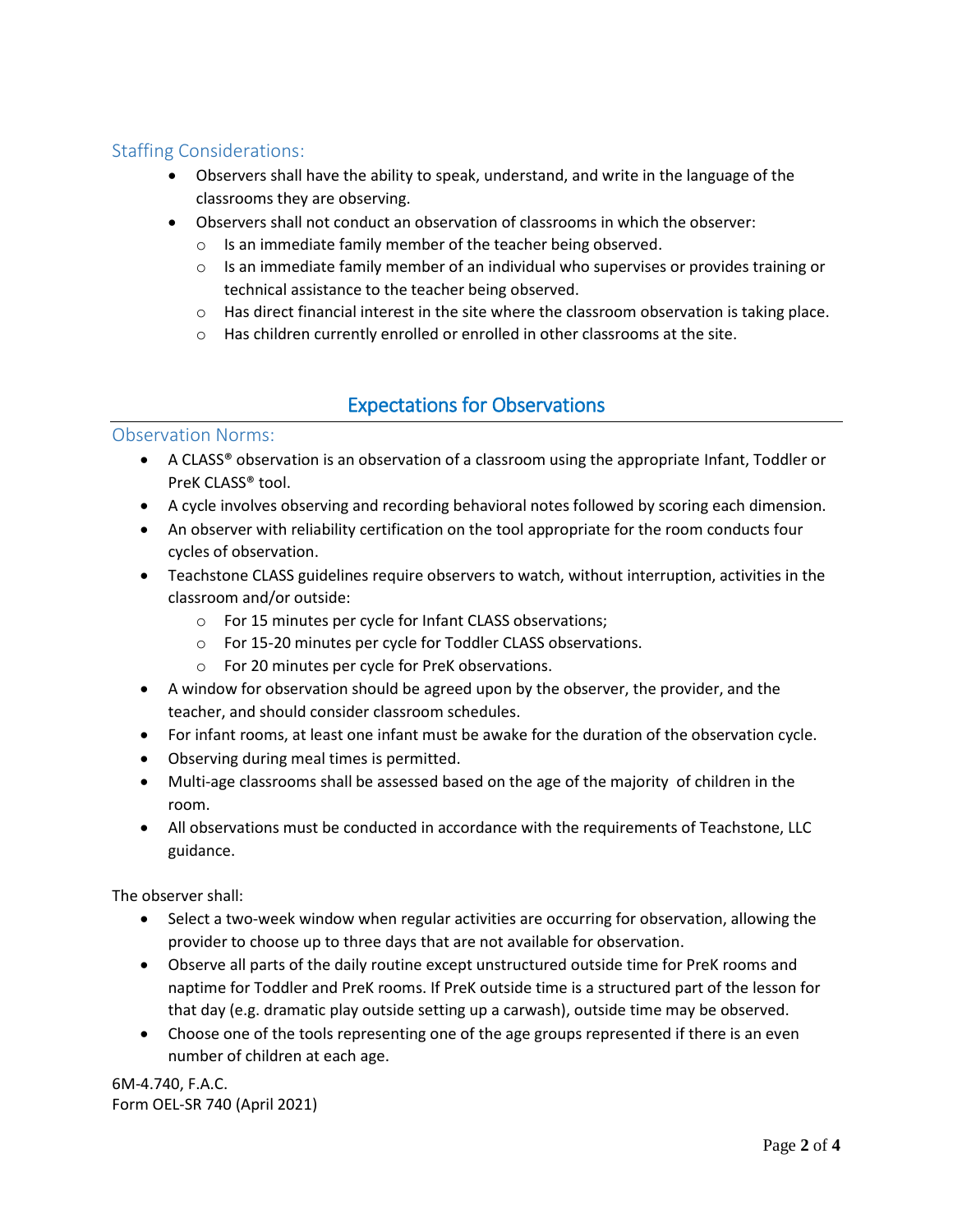### Staffing Considerations:

- Observers shall have the ability to speak, understand, and write in the language of the classrooms they are observing.
- Observers shall not conduct an observation of classrooms in which the observer:
  - Is an immediate family member of the teacher being observed.
  - Is an immediate family member of an individual who supervises or provides training or technical assistance to the teacher being observed.
  - Has direct financial interest in the site where the classroom observation is taking place.
  - Has children currently enrolled or enrolled in other classrooms at the site.

## Expectations for Observations

### Observation Norms:

- A CLASS® observation is an observation of a classroom using the appropriate Infant, Toddler or PreK CLASS® tool.
- A cycle involves observing and recording behavioral notes followed by scoring each dimension.
- An observer with reliability certification on the tool appropriate for the room conducts four cycles of observation.
- Teachstone CLASS guidelines require observers to watch, without interruption, activities in the classroom and/or outside:
  - For 15 minutes per cycle for Infant CLASS observations;
  - For 15-20 minutes per cycle for Toddler CLASS observations.
  - For 20 minutes per cycle for PreK observations.
- A window for observation should be agreed upon by the observer, the provider, and the teacher, and should consider classroom schedules.
- For infant rooms, at least one infant must be awake for the duration of the observation cycle.
- Observing during meal times is permitted.
- Multi-age classrooms shall be assessed based on the age of the majority of children in the room.
- All observations must be conducted in accordance with the requirements of Teachstone, LLC guidance.

The observer shall:

- Select a two-week window when regular activities are occurring for observation, allowing the provider to choose up to three days that are not available for observation.
- Observe all parts of the daily routine except unstructured outside time for PreK rooms and naptime for Toddler and PreK rooms. If PreK outside time is a structured part of the lesson for that day (e.g. dramatic play outside setting up a carwash), outside time may be observed.
- Choose one of the tools representing one of the age groups represented if there is an even number of children at each age.

6M-4.740, F.A.C.
Form OEL-SR 740 (April 2021)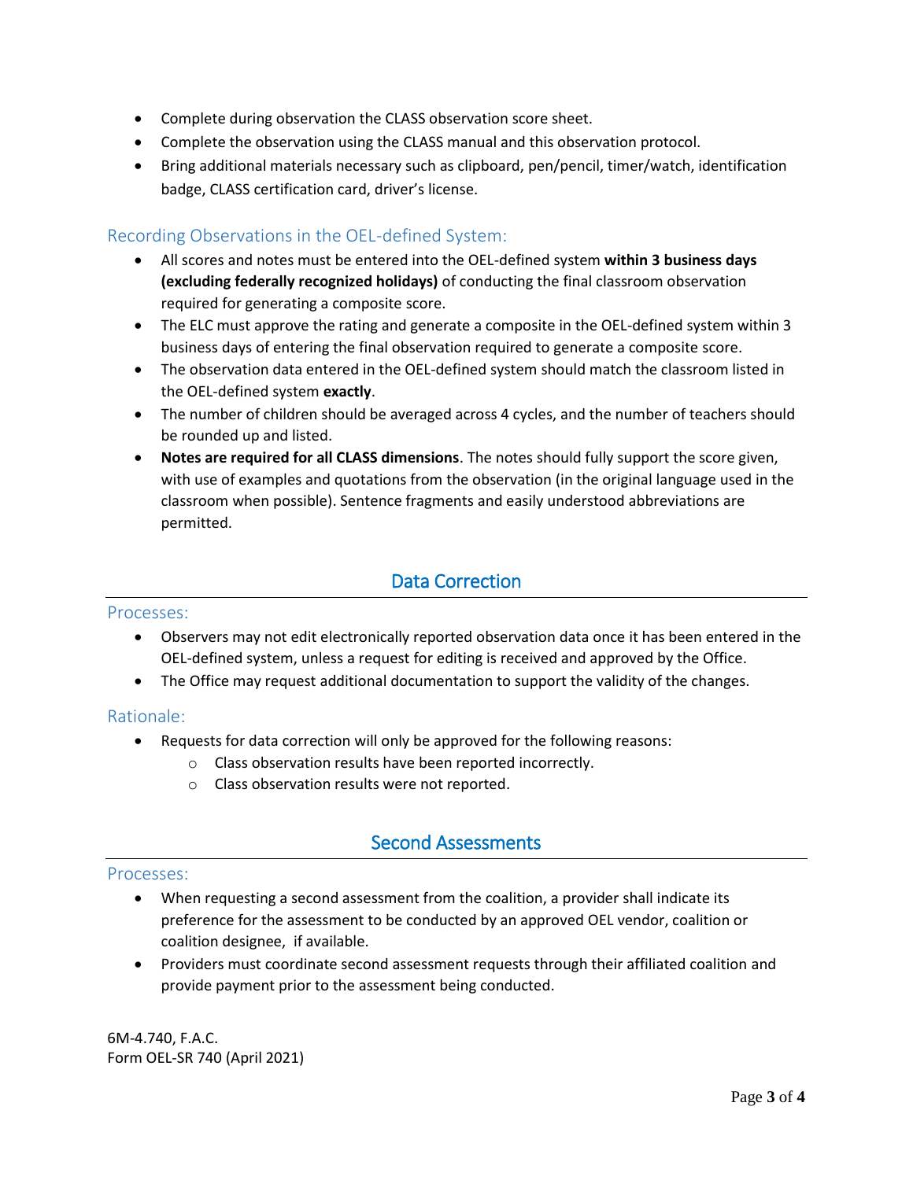- Complete during observation the CLASS observation score sheet.
- Complete the observation using the CLASS manual and this observation protocol.
- Bring additional materials necessary such as clipboard, pen/pencil, timer/watch, identification badge, CLASS certification card, driver's license.

### Recording Observations in the OEL-defined System:

- All scores and notes must be entered into the OEL-defined system **within 3 business days (excluding federally recognized holidays)** of conducting the final classroom observation required for generating a composite score.
- The ELC must approve the rating and generate a composite in the OEL-defined system within 3 business days of entering the final observation required to generate a composite score.
- The observation data entered in the OEL-defined system should match the classroom listed in the OEL-defined system **exactly**.
- The number of children should be averaged across 4 cycles, and the number of teachers should be rounded up and listed.
- **Notes are required for all CLASS dimensions**. The notes should fully support the score given, with use of examples and quotations from the observation (in the original language used in the classroom when possible). Sentence fragments and easily understood abbreviations are permitted.

## Data Correction

### Processes:

- Observers may not edit electronically reported observation data once it has been entered in the OEL-defined system, unless a request for editing is received and approved by the Office.
- The Office may request additional documentation to support the validity of the changes.

### Rationale:

- Requests for data correction will only be approved for the following reasons:
  - Class observation results have been reported incorrectly.
  - Class observation results were not reported.

## Second Assessments

### Processes:

- When requesting a second assessment from the coalition, a provider shall indicate its preference for the assessment to be conducted by an approved OEL vendor, coalition or coalition designee, if available.
- Providers must coordinate second assessment requests through their affiliated coalition and provide payment prior to the assessment being conducted.

6M-4.740, F.A.C.
Form OEL-SR 740 (April 2021)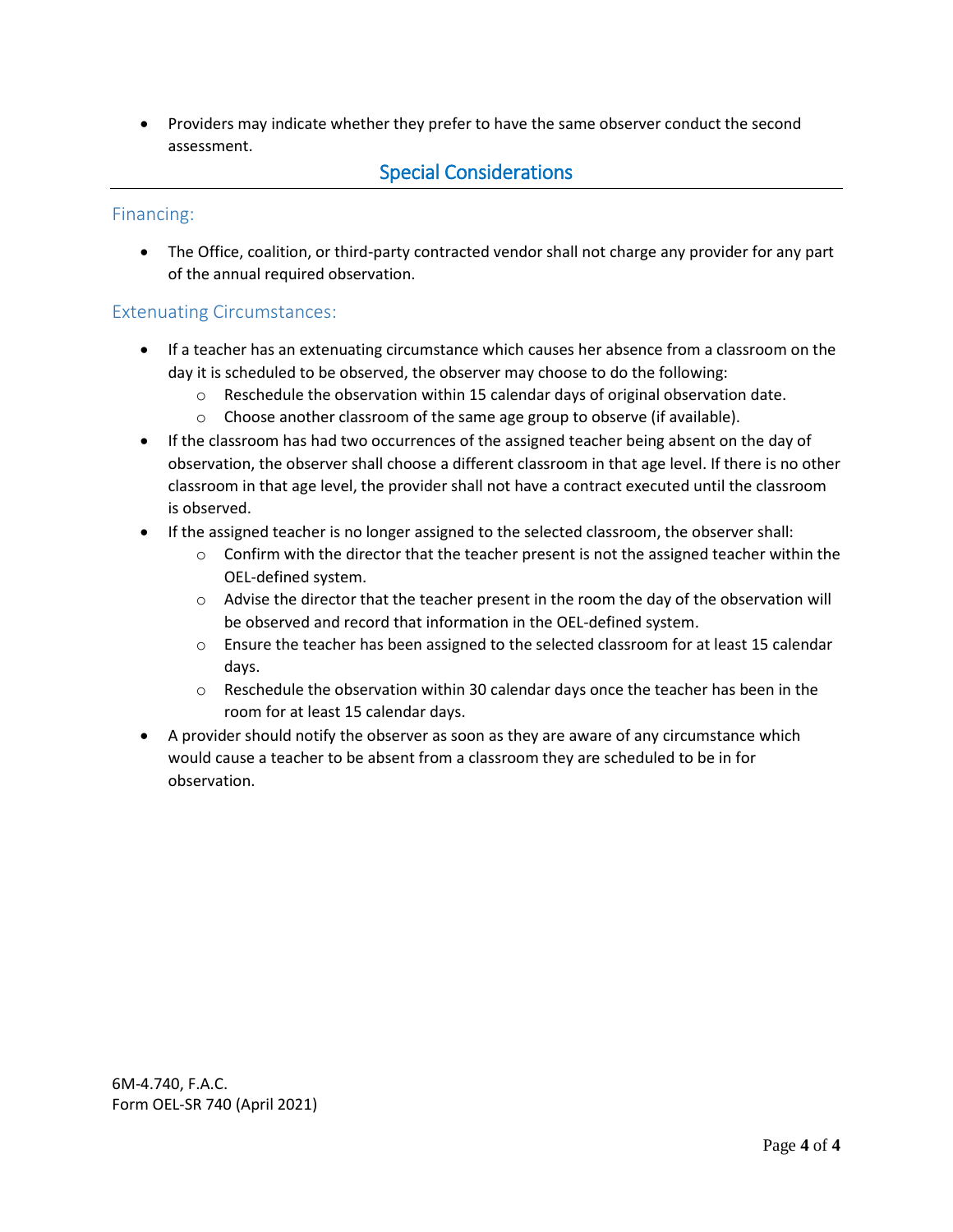- Providers may indicate whether they prefer to have the same observer conduct the second assessment.

## Special Considerations

### Financing:

- The Office, coalition, or third-party contracted vendor shall not charge any provider for any part of the annual required observation.

### Extenuating Circumstances:

- If a teacher has an extenuating circumstance which causes her absence from a classroom on the day it is scheduled to be observed, the observer may choose to do the following:
  - Reschedule the observation within 15 calendar days of original observation date.
  - Choose another classroom of the same age group to observe (if available).
- If the classroom has had two occurrences of the assigned teacher being absent on the day of observation, the observer shall choose a different classroom in that age level. If there is no other classroom in that age level, the provider shall not have a contract executed until the classroom is observed.
- If the assigned teacher is no longer assigned to the selected classroom, the observer shall:
  - Confirm with the director that the teacher present is not the assigned teacher within the OEL-defined system.
  - Advise the director that the teacher present in the room the day of the observation will be observed and record that information in the OEL-defined system.
  - Ensure the teacher has been assigned to the selected classroom for at least 15 calendar days.
  - Reschedule the observation within 30 calendar days once the teacher has been in the room for at least 15 calendar days.
- A provider should notify the observer as soon as they are aware of any circumstance which would cause a teacher to be absent from a classroom they are scheduled to be in for observation.

6M-4.740, F.A.C.
Form OEL-SR 740 (April 2021)